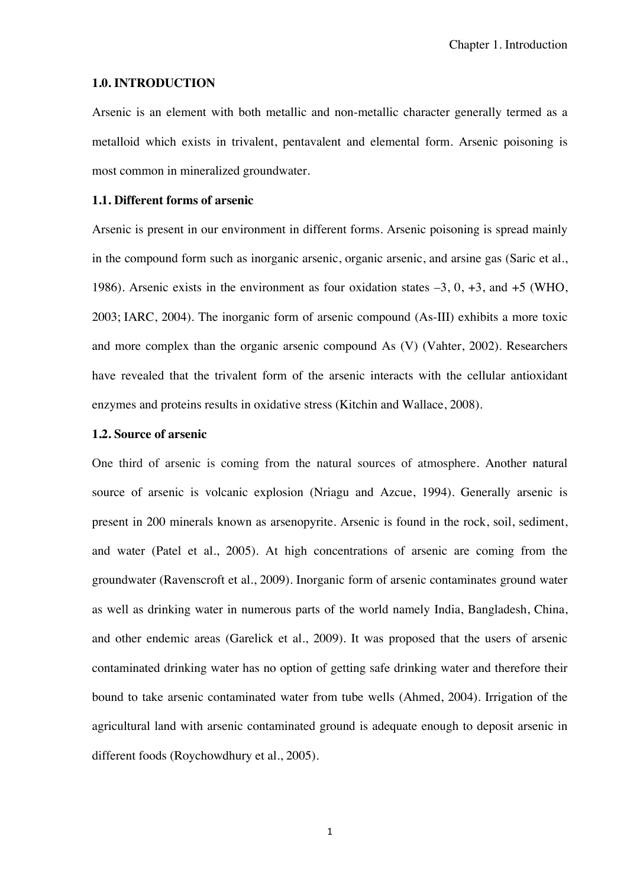## 1.0. INTRODUCTION

Arsenic is an element with both metallic and non-metallic character generally termed as a metalloid which exists in trivalent, pentavalent and elemental form. Arsenic poisoning is most common in mineralized groundwater.

### 1.1. Different forms of arsenic

Arsenic is present in our environment in different forms. Arsenic poisoning is spread mainly in the compound form such as inorganic arsenic, organic arsenic, and arsine gas (Saric et al., 1986). Arsenic exists in the environment as four oxidation states –3, 0, +3, and +5 (WHO, 2003; IARC, 2004). The inorganic form of arsenic compound (As-III) exhibits a more toxic and more complex than the organic arsenic compound As (V) (Vahter, 2002). Researchers have revealed that the trivalent form of the arsenic interacts with the cellular antioxidant enzymes and proteins results in oxidative stress (Kitchin and Wallace, 2008).

### 1.2. Source of arsenic

One third of arsenic is coming from the natural sources of atmosphere. Another natural source of arsenic is volcanic explosion (Nriagu and Azcue, 1994). Generally arsenic is present in 200 minerals known as arsenopyrite. Arsenic is found in the rock, soil, sediment, and water (Patel et al., 2005). At high concentrations of arsenic are coming from the groundwater (Ravenscroft et al., 2009). Inorganic form of arsenic contaminates ground water as well as drinking water in numerous parts of the world namely India, Bangladesh, China, and other endemic areas (Garelick et al., 2009). It was proposed that the users of arsenic contaminated drinking water has no option of getting safe drinking water and therefore their bound to take arsenic contaminated water from tube wells (Ahmed, 2004). Irrigation of the agricultural land with arsenic contaminated ground is adequate enough to deposit arsenic in different foods (Roychowdhury et al., 2005).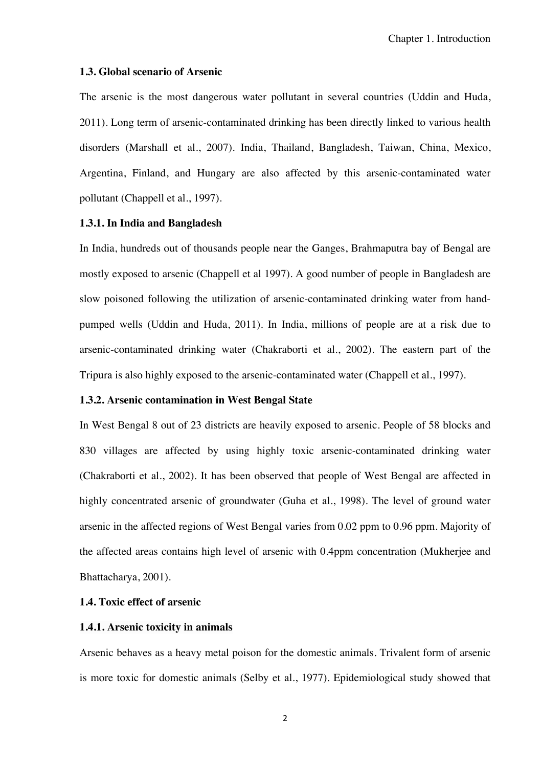### 1.3. Global scenario of Arsenic

The arsenic is the most dangerous water pollutant in several countries (Uddin and Huda, 2011). Long term of arsenic-contaminated drinking has been directly linked to various health disorders (Marshall et al., 2007). India, Thailand, Bangladesh, Taiwan, China, Mexico, Argentina, Finland, and Hungary are also affected by this arsenic-contaminated water pollutant (Chappell et al., 1997).

#### 1.3.1. In India and Bangladesh

In India, hundreds out of thousands people near the Ganges, Brahmaputra bay of Bengal are mostly exposed to arsenic (Chappell et al 1997). A good number of people in Bangladesh are slow poisoned following the utilization of arsenic-contaminated drinking water from hand-pumped wells (Uddin and Huda, 2011). In India, millions of people are at a risk due to arsenic-contaminated drinking water (Chakraborti et al., 2002). The eastern part of the Tripura is also highly exposed to the arsenic-contaminated water (Chappell et al., 1997).

#### 1.3.2. Arsenic contamination in West Bengal State

In West Bengal 8 out of 23 districts are heavily exposed to arsenic. People of 58 blocks and 830 villages are affected by using highly toxic arsenic-contaminated drinking water (Chakraborti et al., 2002). It has been observed that people of West Bengal are affected in highly concentrated arsenic of groundwater (Guha et al., 1998). The level of ground water arsenic in the affected regions of West Bengal varies from 0.02 ppm to 0.96 ppm. Majority of the affected areas contains high level of arsenic with 0.4ppm concentration (Mukherjee and Bhattacharya, 2001).

### 1.4. Toxic effect of arsenic

#### 1.4.1. Arsenic toxicity in animals

Arsenic behaves as a heavy metal poison for the domestic animals. Trivalent form of arsenic is more toxic for domestic animals (Selby et al., 1977). Epidemiological study showed that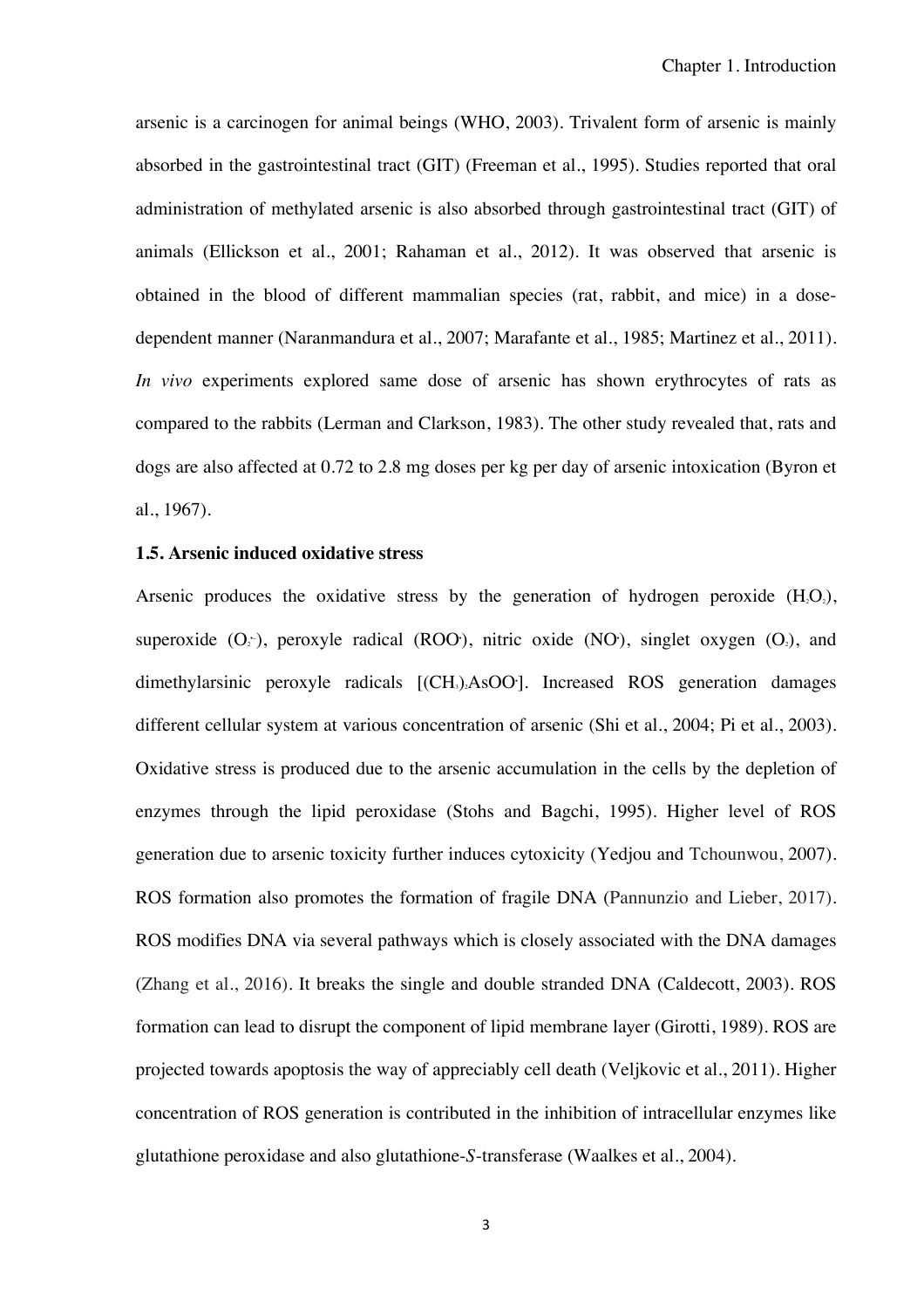arsenic is a carcinogen for animal beings (WHO, 2003). Trivalent form of arsenic is mainly absorbed in the gastrointestinal tract (GIT) (Freeman et al., 1995). Studies reported that oral administration of methylated arsenic is also absorbed through gastrointestinal tract (GIT) of animals (Ellickson et al., 2001; Rahaman et al., 2012). It was observed that arsenic is obtained in the blood of different mammalian species (rat, rabbit, and mice) in a dose-dependent manner (Naranmandura et al., 2007; Marafante et al., 1985; Martinez et al., 2011). *In vivo* experiments explored same dose of arsenic has shown erythrocytes of rats as compared to the rabbits (Lerman and Clarkson, 1983). The other study revealed that, rats and dogs are also affected at 0.72 to 2.8 mg doses per kg per day of arsenic intoxication (Byron et al., 1967).

### 1.5. Arsenic induced oxidative stress

Arsenic produces the oxidative stress by the generation of hydrogen peroxide ($H_2O_2$), superoxide ($O_2^{\cdot-}$), peroxyle radical ($ROO^{\cdot}$), nitric oxide ($NO^{\cdot}$), singlet oxygen ($O_2$), and dimethylarsinic peroxyle radicals [$(CH_3)_2AsOO^{\cdot}$]. Increased ROS generation damages different cellular system at various concentration of arsenic (Shi et al., 2004; Pi et al., 2003). Oxidative stress is produced due to the arsenic accumulation in the cells by the depletion of enzymes through the lipid peroxidase (Stohs and Bagchi, 1995). Higher level of ROS generation due to arsenic toxicity further induces cytoxicity (Yedjou and Tchounwou, 2007). ROS formation also promotes the formation of fragile DNA (Pannunzio and Lieber, 2017). ROS modifies DNA via several pathways which is closely associated with the DNA damages (Zhang et al., 2016). It breaks the single and double stranded DNA (Caldecott, 2003). ROS formation can lead to disrupt the component of lipid membrane layer (Girotti, 1989). ROS are projected towards apoptosis the way of appreciably cell death (Veljkovic et al., 2011). Higher concentration of ROS generation is contributed in the inhibition of intracellular enzymes like glutathione peroxidase and also glutathione-*S*-transferase (Waalkes et al., 2004).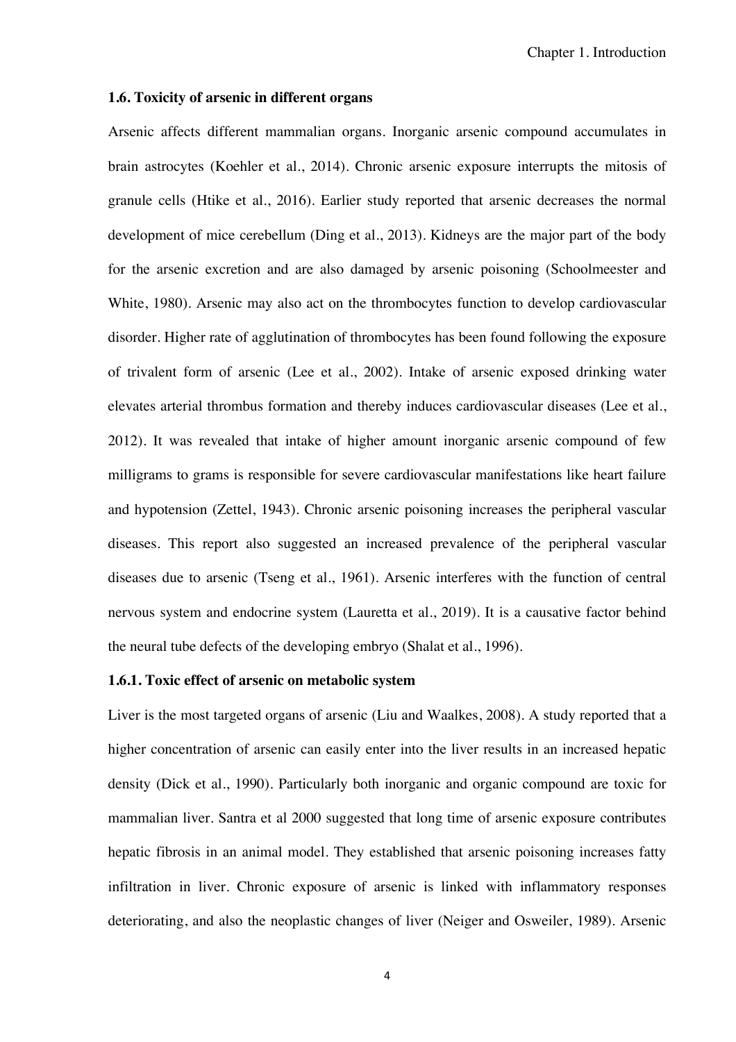### 1.6. Toxicity of arsenic in different organs

Arsenic affects different mammalian organs. Inorganic arsenic compound accumulates in brain astrocytes (Koehler et al., 2014). Chronic arsenic exposure interrupts the mitosis of granule cells (Htike et al., 2016). Earlier study reported that arsenic decreases the normal development of mice cerebellum (Ding et al., 2013). Kidneys are the major part of the body for the arsenic excretion and are also damaged by arsenic poisoning (Schoolmeester and White, 1980). Arsenic may also act on the thrombocytes function to develop cardiovascular disorder. Higher rate of agglutination of thrombocytes has been found following the exposure of trivalent form of arsenic (Lee et al., 2002). Intake of arsenic exposed drinking water elevates arterial thrombus formation and thereby induces cardiovascular diseases (Lee et al., 2012). It was revealed that intake of higher amount inorganic arsenic compound of few milligrams to grams is responsible for severe cardiovascular manifestations like heart failure and hypotension (Zettel, 1943). Chronic arsenic poisoning increases the peripheral vascular diseases. This report also suggested an increased prevalence of the peripheral vascular diseases due to arsenic (Tseng et al., 1961). Arsenic interferes with the function of central nervous system and endocrine system (Lauretta et al., 2019). It is a causative factor behind the neural tube defects of the developing embryo (Shalat et al., 1996).

#### 1.6.1. Toxic effect of arsenic on metabolic system

Liver is the most targeted organs of arsenic (Liu and Waalkes, 2008). A study reported that a higher concentration of arsenic can easily enter into the liver results in an increased hepatic density (Dick et al., 1990). Particularly both inorganic and organic compound are toxic for mammalian liver. Santra et al 2000 suggested that long time of arsenic exposure contributes hepatic fibrosis in an animal model. They established that arsenic poisoning increases fatty infiltration in liver. Chronic exposure of arsenic is linked with inflammatory responses deteriorating, and also the neoplastic changes of liver (Neiger and Osweiler, 1989). Arsenic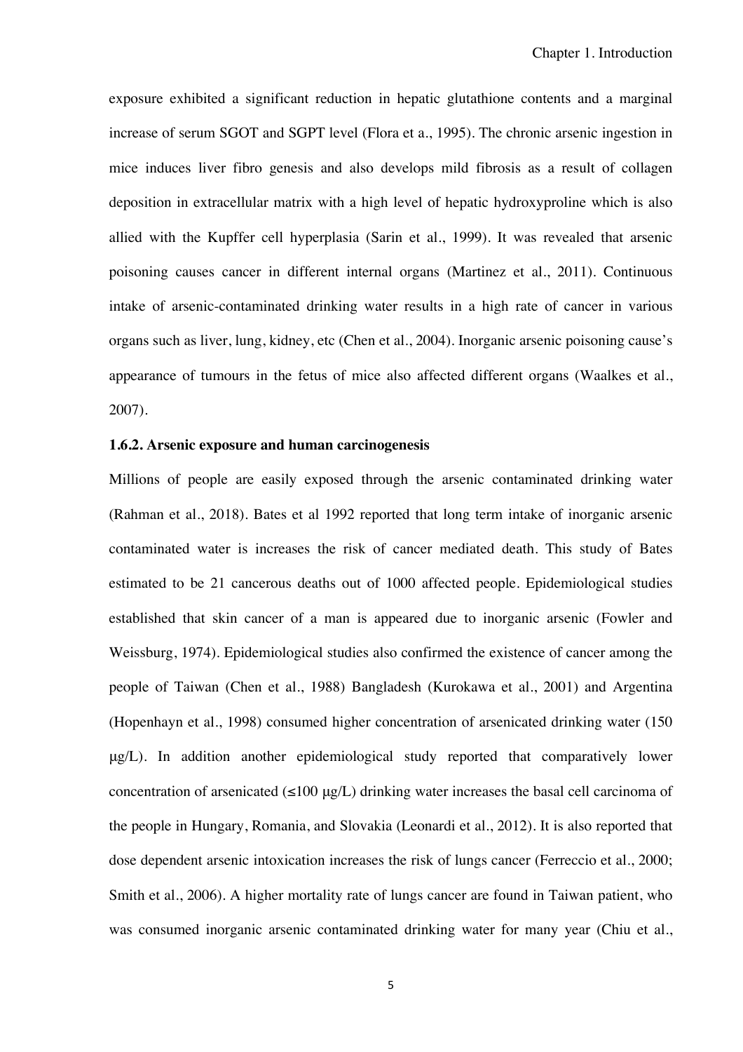exposure exhibited a significant reduction in hepatic glutathione contents and a marginal increase of serum SGOT and SGPT level (Flora et a., 1995). The chronic arsenic ingestion in mice induces liver fibro genesis and also develops mild fibrosis as a result of collagen deposition in extracellular matrix with a high level of hepatic hydroxyproline which is also allied with the Kupffer cell hyperplasia (Sarin et al., 1999). It was revealed that arsenic poisoning causes cancer in different internal organs (Martinez et al., 2011). Continuous intake of arsenic-contaminated drinking water results in a high rate of cancer in various organs such as liver, lung, kidney, etc (Chen et al., 2004). Inorganic arsenic poisoning cause's appearance of tumours in the fetus of mice also affected different organs (Waalkes et al., 2007).

### 1.6.2. Arsenic exposure and human carcinogenesis

Millions of people are easily exposed through the arsenic contaminated drinking water (Rahman et al., 2018). Bates et al 1992 reported that long term intake of inorganic arsenic contaminated water is increases the risk of cancer mediated death. This study of Bates estimated to be 21 cancerous deaths out of 1000 affected people. Epidemiological studies established that skin cancer of a man is appeared due to inorganic arsenic (Fowler and Weissburg, 1974). Epidemiological studies also confirmed the existence of cancer among the people of Taiwan (Chen et al., 1988) Bangladesh (Kurokawa et al., 2001) and Argentina (Hopenhayn et al., 1998) consumed higher concentration of arsenicated drinking water (150 μg/L). In addition another epidemiological study reported that comparatively lower concentration of arsenicated (≤100 μg/L) drinking water increases the basal cell carcinoma of the people in Hungary, Romania, and Slovakia (Leonardi et al., 2012). It is also reported that dose dependent arsenic intoxication increases the risk of lungs cancer (Ferreccio et al., 2000; Smith et al., 2006). A higher mortality rate of lungs cancer are found in Taiwan patient, who was consumed inorganic arsenic contaminated drinking water for many year (Chiu et al.,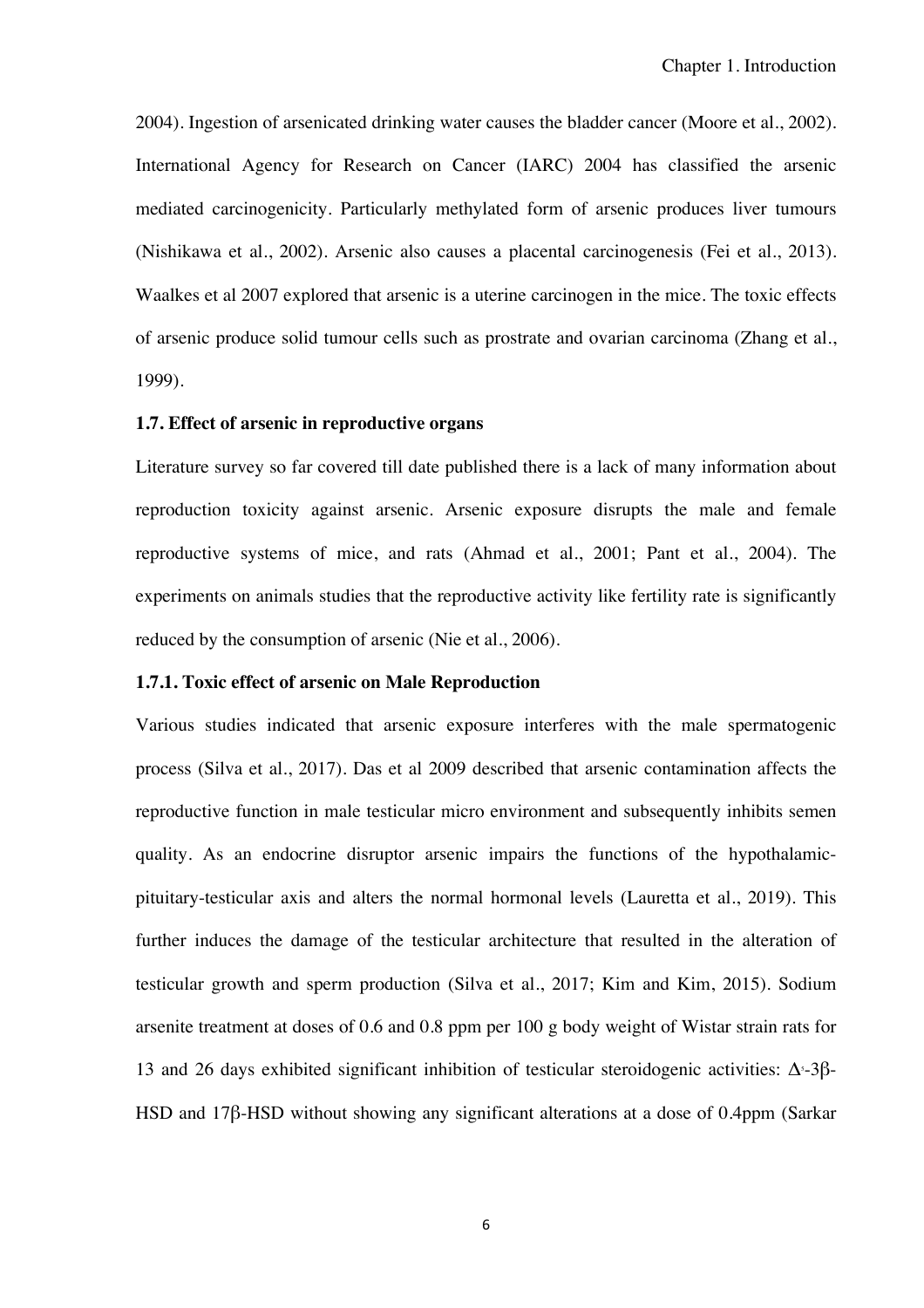2004). Ingestion of arsenicated drinking water causes the bladder cancer (Moore et al., 2002). International Agency for Research on Cancer (IARC) 2004 has classified the arsenic mediated carcinogenicity. Particularly methylated form of arsenic produces liver tumours (Nishikawa et al., 2002). Arsenic also causes a placental carcinogenesis (Fei et al., 2013). Waalkes et al 2007 explored that arsenic is a uterine carcinogen in the mice. The toxic effects of arsenic produce solid tumour cells such as prostrate and ovarian carcinoma (Zhang et al., 1999).

### 1.7. Effect of arsenic in reproductive organs

Literature survey so far covered till date published there is a lack of many information about reproduction toxicity against arsenic. Arsenic exposure disrupts the male and female reproductive systems of mice, and rats (Ahmad et al., 2001; Pant et al., 2004). The experiments on animals studies that the reproductive activity like fertility rate is significantly reduced by the consumption of arsenic (Nie et al., 2006).

#### 1.7.1. Toxic effect of arsenic on Male Reproduction

Various studies indicated that arsenic exposure interferes with the male spermatogenic process (Silva et al., 2017). Das et al 2009 described that arsenic contamination affects the reproductive function in male testicular micro environment and subsequently inhibits semen quality. As an endocrine disruptor arsenic impairs the functions of the hypothalamic-pituitary-testicular axis and alters the normal hormonal levels (Lauretta et al., 2019). This further induces the damage of the testicular architecture that resulted in the alteration of testicular growth and sperm production (Silva et al., 2017; Kim and Kim, 2015). Sodium arsenite treatment at doses of 0.6 and 0.8 ppm per 100 g body weight of Wistar strain rats for 13 and 26 days exhibited significant inhibition of testicular steroidogenic activities: $\Delta^5$-3β-HSD and 17β-HSD without showing any significant alterations at a dose of 0.4ppm (Sarkar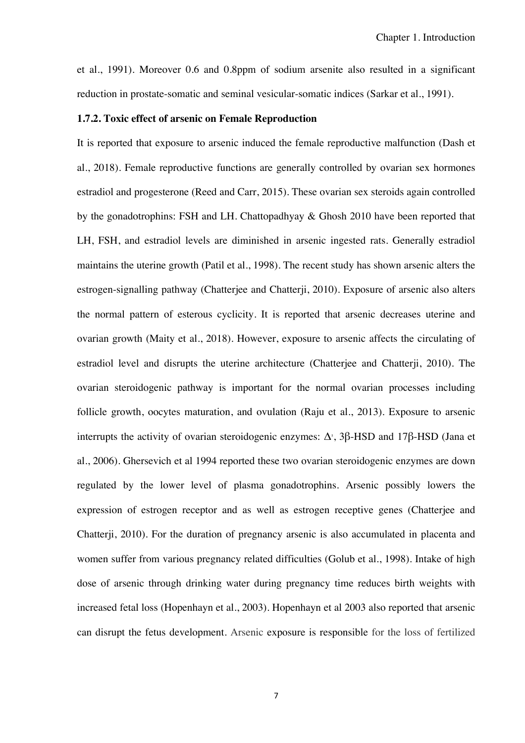et al., 1991). Moreover 0.6 and 0.8ppm of sodium arsenite also resulted in a significant reduction in prostate-somatic and seminal vesicular-somatic indices (Sarkar et al., 1991).

### 1.7.2. Toxic effect of arsenic on Female Reproduction

It is reported that exposure to arsenic induced the female reproductive malfunction (Dash et al., 2018). Female reproductive functions are generally controlled by ovarian sex hormones estradiol and progesterone (Reed and Carr, 2015). These ovarian sex steroids again controlled by the gonadotrophins: FSH and LH. Chattopadhyay & Ghosh 2010 have been reported that LH, FSH, and estradiol levels are diminished in arsenic ingested rats. Generally estradiol maintains the uterine growth (Patil et al., 1998). The recent study has shown arsenic alters the estrogen-signalling pathway (Chatterjee and Chatterji, 2010). Exposure of arsenic also alters the normal pattern of esterous cyclicity. It is reported that arsenic decreases uterine and ovarian growth (Maity et al., 2018). However, exposure to arsenic affects the circulating of estradiol level and disrupts the uterine architecture (Chatterjee and Chatterji, 2010). The ovarian steroidogenic pathway is important for the normal ovarian processes including follicle growth, oocytes maturation, and ovulation (Raju et al., 2013). Exposure to arsenic interrupts the activity of ovarian steroidogenic enzymes: $\Delta^5$, 3β-HSD and 17β-HSD (Jana et al., 2006). Ghersevich et al 1994 reported these two ovarian steroidogenic enzymes are down regulated by the lower level of plasma gonadotrophins. Arsenic possibly lowers the expression of estrogen receptor and as well as estrogen receptive genes (Chatterjee and Chatterji, 2010). For the duration of pregnancy arsenic is also accumulated in placenta and women suffer from various pregnancy related difficulties (Golub et al., 1998). Intake of high dose of arsenic through drinking water during pregnancy time reduces birth weights with increased fetal loss (Hopenhayn et al., 2003). Hopenhayn et al 2003 also reported that arsenic can disrupt the fetus development. Arsenic exposure is responsible for the loss of fertilized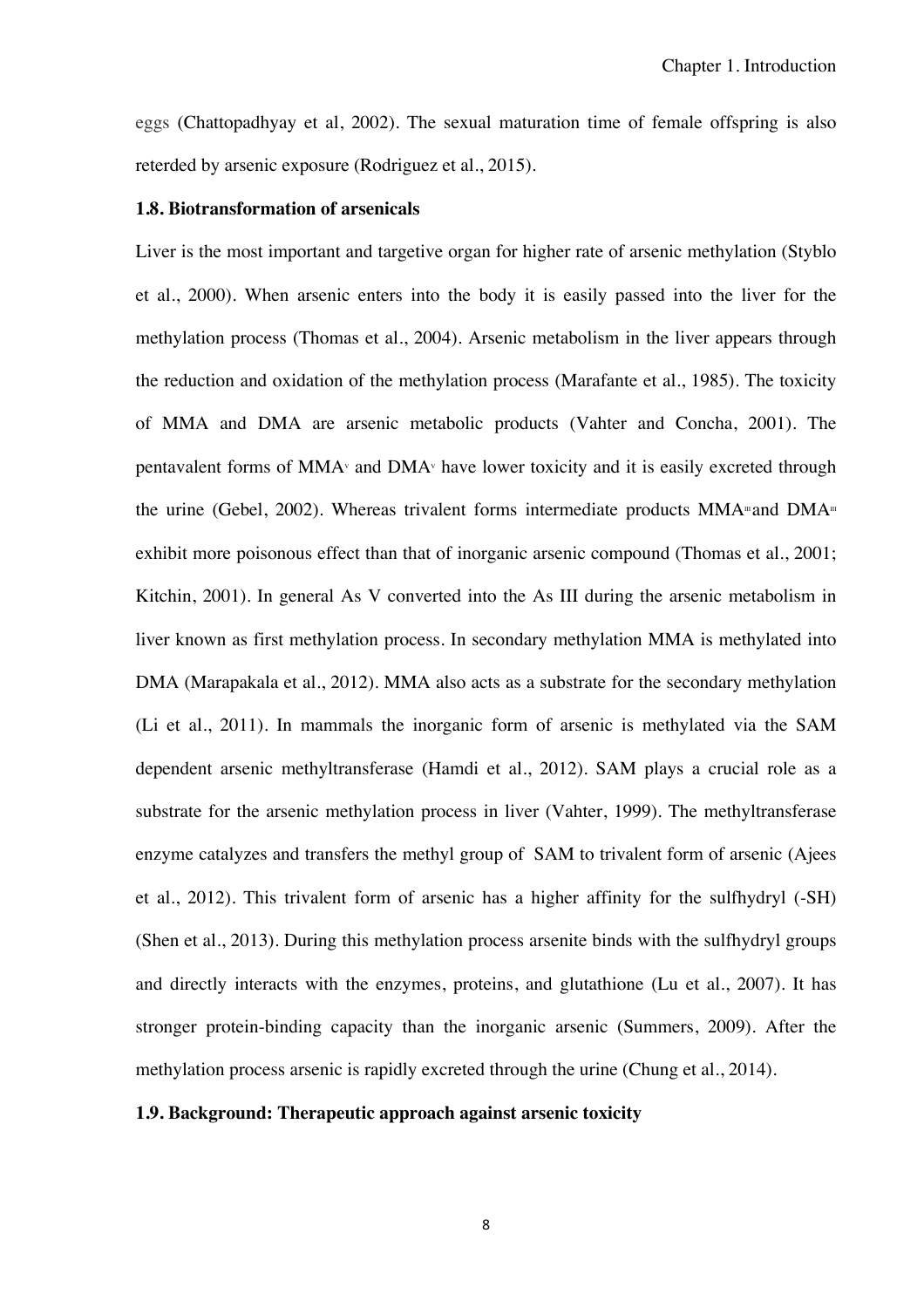eggs (Chattopadhyay et al, 2002). The sexual maturation time of female offspring is also reterded by arsenic exposure (Rodriguez et al., 2015).

### 1.8. Biotransformation of arsenicals

Liver is the most important and targetive organ for higher rate of arsenic methylation (Styblo et al., 2000). When arsenic enters into the body it is easily passed into the liver for the methylation process (Thomas et al., 2004). Arsenic metabolism in the liver appears through the reduction and oxidation of the methylation process (Marafante et al., 1985). The toxicity of MMA and DMA are arsenic metabolic products (Vahter and Concha, 2001). The pentavalent forms of $MMA^{v}$ and $DMA^{v}$ have lower toxicity and it is easily excreted through the urine (Gebel, 2002). Whereas trivalent forms intermediate products $MMA^{III}$ and $DMA^{III}$ exhibit more poisonous effect than that of inorganic arsenic compound (Thomas et al., 2001; Kitchin, 2001). In general As V converted into the As III during the arsenic metabolism in liver known as first methylation process. In secondary methylation MMA is methylated into DMA (Marapakala et al., 2012). MMA also acts as a substrate for the secondary methylation (Li et al., 2011). In mammals the inorganic form of arsenic is methylated via the SAM dependent arsenic methyltransferase (Hamdi et al., 2012). SAM plays a crucial role as a substrate for the arsenic methylation process in liver (Vahter, 1999). The methyltransferase enzyme catalyzes and transfers the methyl group of SAM to trivalent form of arsenic (Ajees et al., 2012). This trivalent form of arsenic has a higher affinity for the sulfhydryl (-SH) (Shen et al., 2013). During this methylation process arsenite binds with the sulfhydryl groups and directly interacts with the enzymes, proteins, and glutathione (Lu et al., 2007). It has stronger protein-binding capacity than the inorganic arsenic (Summers, 2009). After the methylation process arsenic is rapidly excreted through the urine (Chung et al., 2014).

### 1.9. Background: Therapeutic approach against arsenic toxicity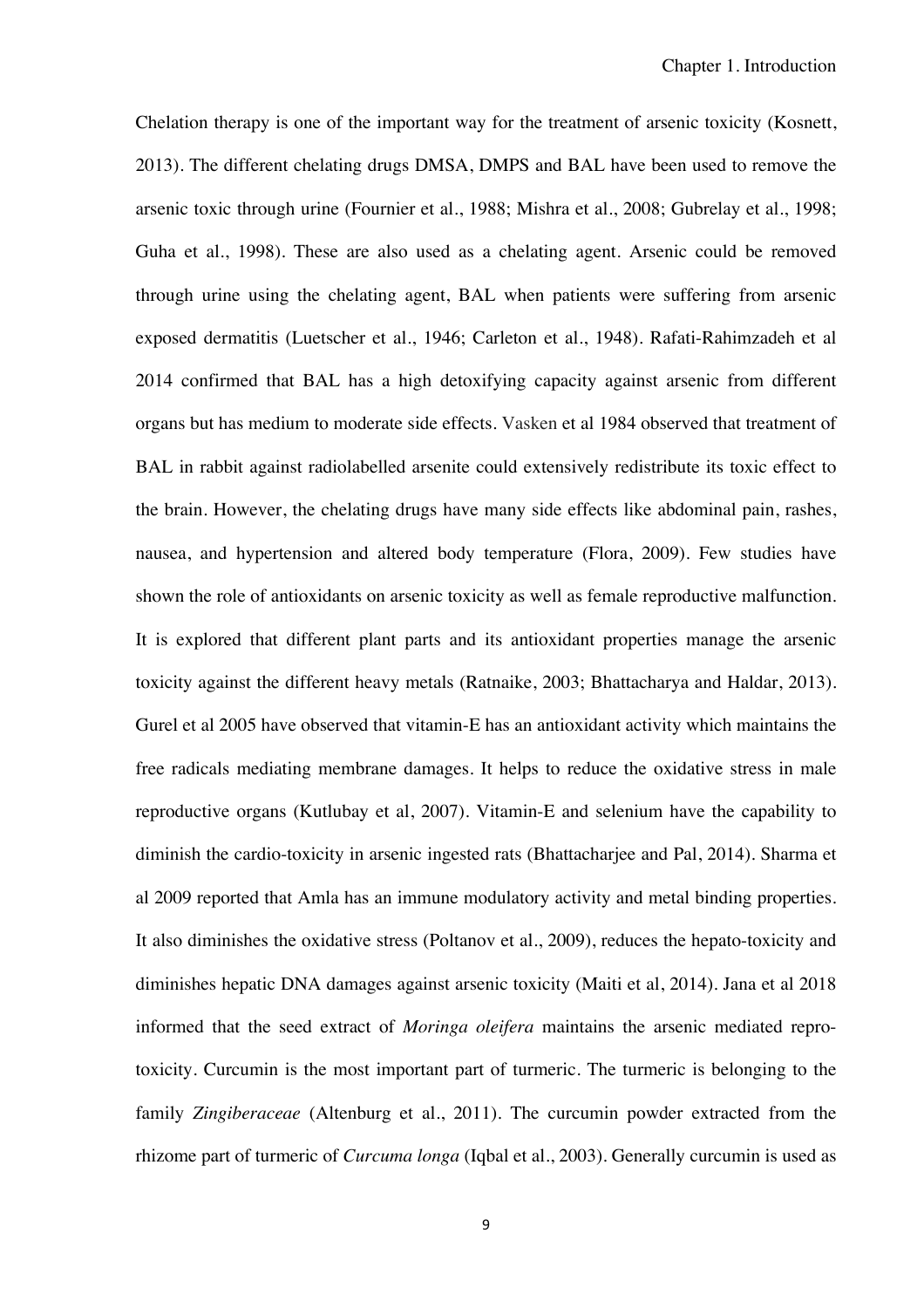Chelation therapy is one of the important way for the treatment of arsenic toxicity (Kosnett, 2013). The different chelating drugs DMSA, DMPS and BAL have been used to remove the arsenic toxic through urine (Fournier et al., 1988; Mishra et al., 2008; Gubrelay et al., 1998; Guha et al., 1998). These are also used as a chelating agent. Arsenic could be removed through urine using the chelating agent, BAL when patients were suffering from arsenic exposed dermatitis (Luetscher et al., 1946; Carleton et al., 1948). Rafati-Rahimzadeh et al 2014 confirmed that BAL has a high detoxifying capacity against arsenic from different organs but has medium to moderate side effects. Vasken et al 1984 observed that treatment of BAL in rabbit against radiolabelled arsenite could extensively redistribute its toxic effect to the brain. However, the chelating drugs have many side effects like abdominal pain, rashes, nausea, and hypertension and altered body temperature (Flora, 2009). Few studies have shown the role of antioxidants on arsenic toxicity as well as female reproductive malfunction. It is explored that different plant parts and its antioxidant properties manage the arsenic toxicity against the different heavy metals (Ratnaike, 2003; Bhattacharya and Haldar, 2013). Gurel et al 2005 have observed that vitamin-E has an antioxidant activity which maintains the free radicals mediating membrane damages. It helps to reduce the oxidative stress in male reproductive organs (Kutlubay et al, 2007). Vitamin-E and selenium have the capability to diminish the cardio-toxicity in arsenic ingested rats (Bhattacharjee and Pal, 2014). Sharma et al 2009 reported that Amla has an immune modulatory activity and metal binding properties. It also diminishes the oxidative stress (Poltanov et al., 2009), reduces the hepato-toxicity and diminishes hepatic DNA damages against arsenic toxicity (Maiti et al, 2014). Jana et al 2018 informed that the seed extract of *Moringa oleifera* maintains the arsenic mediated repro-toxicity. Curcumin is the most important part of turmeric. The turmeric is belonging to the family *Zingiberaceae* (Altenburg et al., 2011). The curcumin powder extracted from the rhizome part of turmeric of *Curcuma longa* (Iqbal et al., 2003). Generally curcumin is used as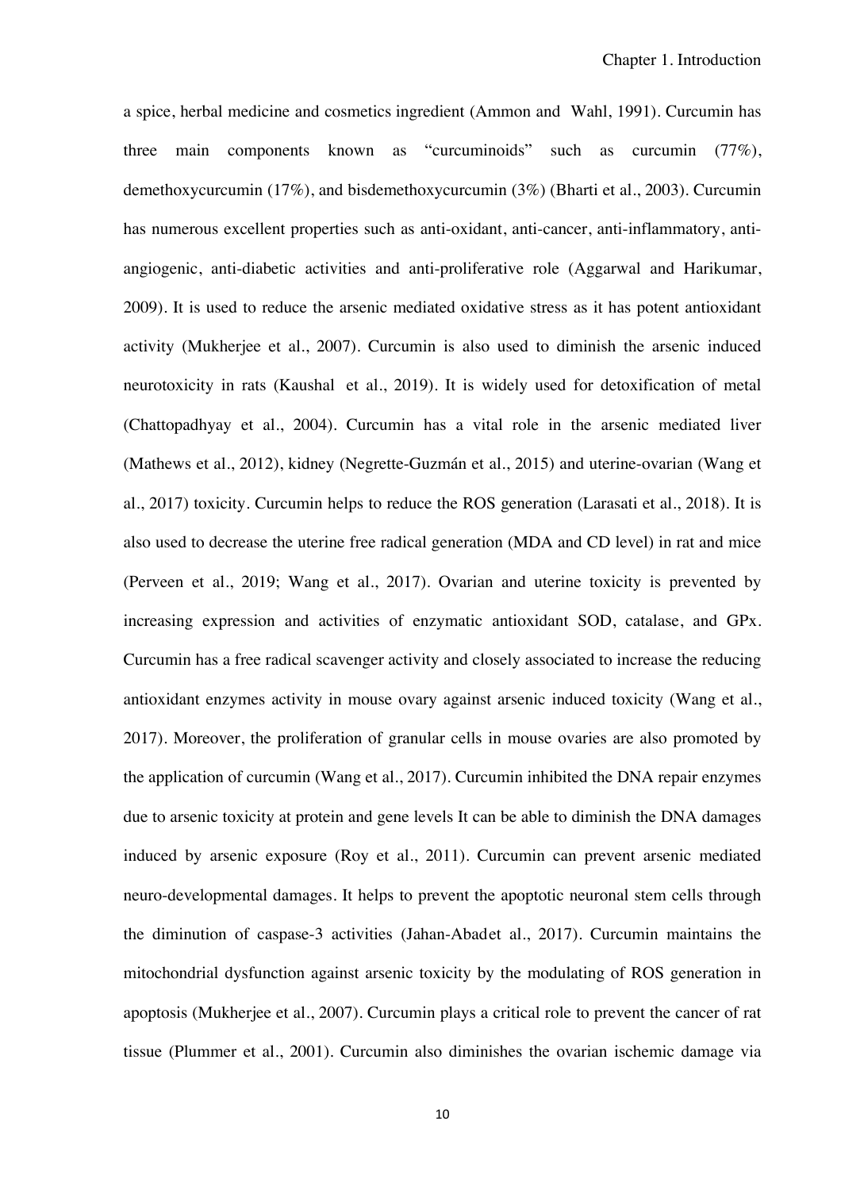a spice, herbal medicine and cosmetics ingredient (Ammon and  Wahl, 1991). Curcumin has three main components known as "curcuminoids" such as curcumin (77%), demethoxycurcumin (17%), and bisdemethoxycurcumin (3%) (Bharti et al., 2003). Curcumin has numerous excellent properties such as anti-oxidant, anti-cancer, anti-inflammatory, anti-angiogenic, anti-diabetic activities and anti-proliferative role (Aggarwal and Harikumar, 2009). It is used to reduce the arsenic mediated oxidative stress as it has potent antioxidant activity (Mukherjee et al., 2007). Curcumin is also used to diminish the arsenic induced neurotoxicity in rats (Kaushal  et al., 2019). It is widely used for detoxification of metal (Chattopadhyay et al., 2004). Curcumin has a vital role in the arsenic mediated liver (Mathews et al., 2012), kidney (Negrette-Guzmán et al., 2015) and uterine-ovarian (Wang et al., 2017) toxicity. Curcumin helps to reduce the ROS generation (Larasati et al., 2018). It is also used to decrease the uterine free radical generation (MDA and CD level) in rat and mice (Perveen et al., 2019; Wang et al., 2017). Ovarian and uterine toxicity is prevented by increasing expression and activities of enzymatic antioxidant SOD, catalase, and GPx. Curcumin has a free radical scavenger activity and closely associated to increase the reducing antioxidant enzymes activity in mouse ovary against arsenic induced toxicity (Wang et al., 2017). Moreover, the proliferation of granular cells in mouse ovaries are also promoted by the application of curcumin (Wang et al., 2017). Curcumin inhibited the DNA repair enzymes due to arsenic toxicity at protein and gene levels It can be able to diminish the DNA damages induced by arsenic exposure (Roy et al., 2011). Curcumin can prevent arsenic mediated neuro-developmental damages. It helps to prevent the apoptotic neuronal stem cells through the diminution of caspase-3 activities (Jahan-Abadet al., 2017). Curcumin maintains the mitochondrial dysfunction against arsenic toxicity by the modulating of ROS generation in apoptosis (Mukherjee et al., 2007). Curcumin plays a critical role to prevent the cancer of rat tissue (Plummer et al., 2001). Curcumin also diminishes the ovarian ischemic damage via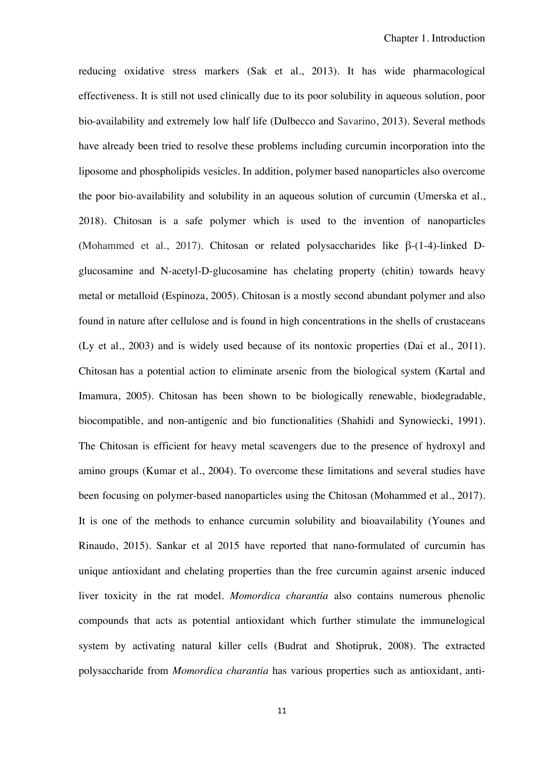reducing oxidative stress markers (Sak et al., 2013). It has wide pharmacological effectiveness. It is still not used clinically due to its poor solubility in aqueous solution, poor bio-availability and extremely low half life (Dulbecco and Savarino, 2013). Several methods have already been tried to resolve these problems including curcumin incorporation into the liposome and phospholipids vesicles. In addition, polymer based nanoparticles also overcome the poor bio-availability and solubility in an aqueous solution of curcumin (Umerska et al., 2018). Chitosan is a safe polymer which is used to the invention of nanoparticles (Mohammed et al., 2017). Chitosan or related polysaccharides like β-(1-4)-linked D-glucosamine and N-acetyl-D-glucosamine has chelating property (chitin) towards heavy metal or metalloid (Espinoza, 2005). Chitosan is a mostly second abundant polymer and also found in nature after cellulose and is found in high concentrations in the shells of crustaceans (Ly et al., 2003) and is widely used because of its nontoxic properties (Dai et al., 2011). Chitosan has a potential action to eliminate arsenic from the biological system (Kartal and Imamura, 2005). Chitosan has been shown to be biologically renewable, biodegradable, biocompatible, and non-antigenic and bio functionalities (Shahidi and Synowiecki, 1991). The Chitosan is efficient for heavy metal scavengers due to the presence of hydroxyl and amino groups (Kumar et al., 2004). To overcome these limitations and several studies have been focusing on polymer-based nanoparticles using the Chitosan (Mohammed et al., 2017). It is one of the methods to enhance curcumin solubility and bioavailability (Younes and Rinaudo, 2015). Sankar et al 2015 have reported that nano-formulated of curcumin has unique antioxidant and chelating properties than the free curcumin against arsenic induced liver toxicity in the rat model. *Momordica charantia* also contains numerous phenolic compounds that acts as potential antioxidant which further stimulate the immunelogical system by activating natural killer cells (Budrat and Shotipruk, 2008). The extracted polysaccharide from *Momordica charantia* has various properties such as antioxidant, anti-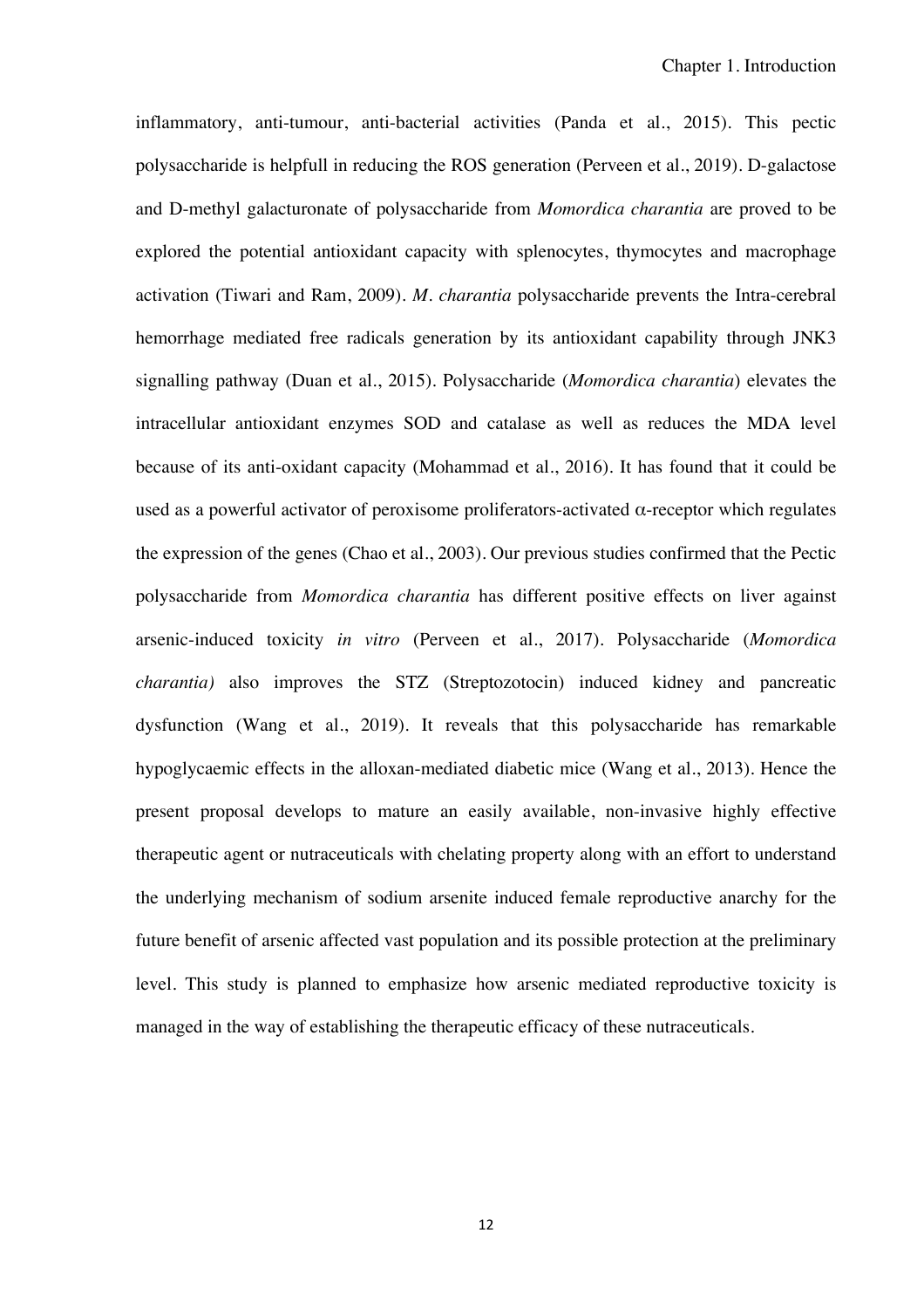inflammatory, anti-tumour, anti-bacterial activities (Panda et al., 2015). This pectic polysaccharide is helpfull in reducing the ROS generation (Perveen et al., 2019). D-galactose and D-methyl galacturonate of polysaccharide from *Momordica charantia* are proved to be explored the potential antioxidant capacity with splenocytes, thymocytes and macrophage activation (Tiwari and Ram, 2009). *M. charantia* polysaccharide prevents the Intra-cerebral hemorrhage mediated free radicals generation by its antioxidant capability through JNK3 signalling pathway (Duan et al., 2015). Polysaccharide (*Momordica charantia*) elevates the intracellular antioxidant enzymes SOD and catalase as well as reduces the MDA level because of its anti-oxidant capacity (Mohammad et al., 2016). It has found that it could be used as a powerful activator of peroxisome proliferators-activated α-receptor which regulates the expression of the genes (Chao et al., 2003). Our previous studies confirmed that the Pectic polysaccharide from *Momordica charantia* has different positive effects on liver against arsenic-induced toxicity *in vitro* (Perveen et al., 2017). Polysaccharide (*Momordica charantia)* also improves the STZ (Streptozotocin) induced kidney and pancreatic dysfunction (Wang et al., 2019). It reveals that this polysaccharide has remarkable hypoglycaemic effects in the alloxan-mediated diabetic mice (Wang et al., 2013). Hence the present proposal develops to mature an easily available, non-invasive highly effective therapeutic agent or nutraceuticals with chelating property along with an effort to understand the underlying mechanism of sodium arsenite induced female reproductive anarchy for the future benefit of arsenic affected vast population and its possible protection at the preliminary level. This study is planned to emphasize how arsenic mediated reproductive toxicity is managed in the way of establishing the therapeutic efficacy of these nutraceuticals.